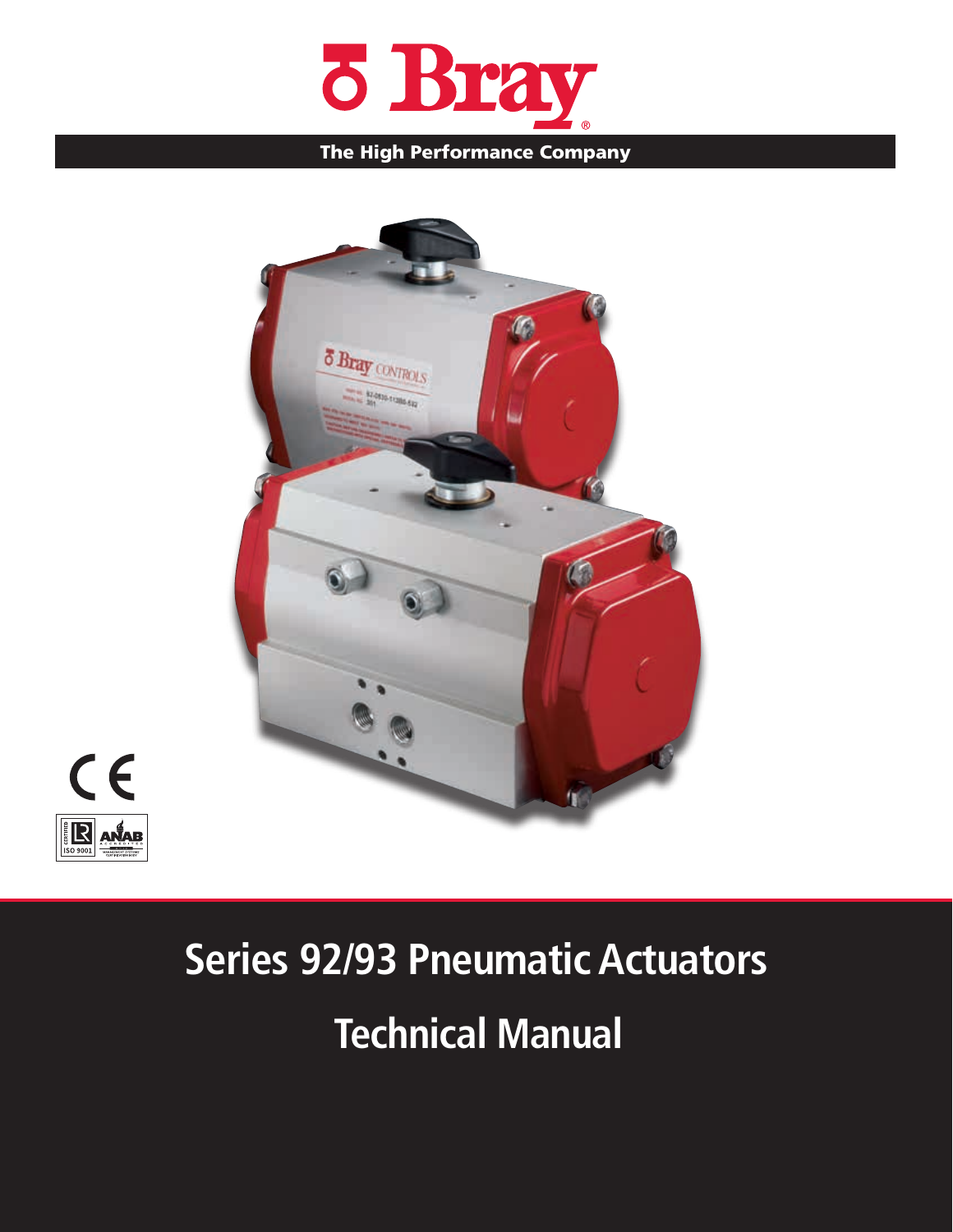# Bray

**The High Performance Company**

# Series 92/93 Pneumatic Actuators

# Technical Manual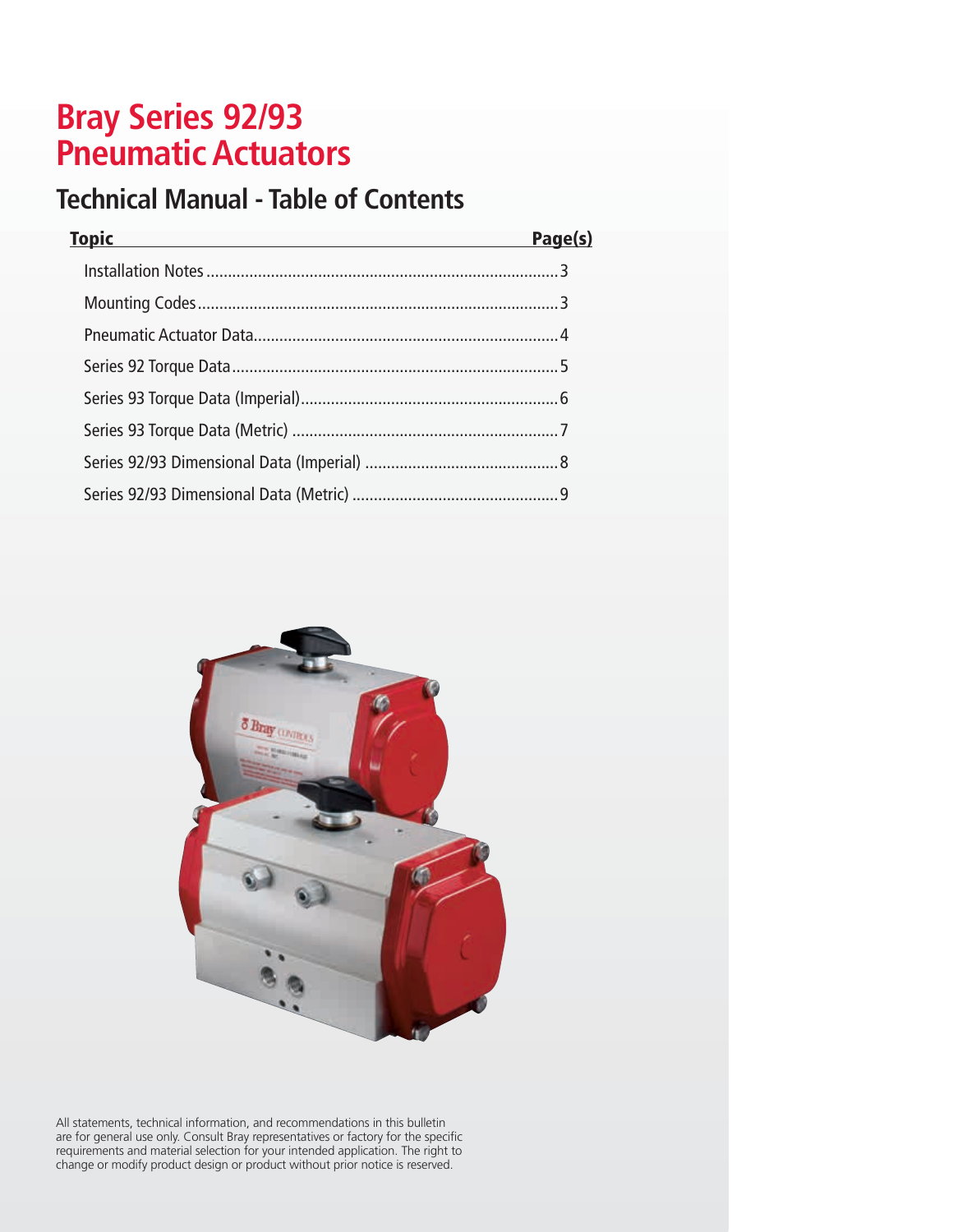# Bray Series 92/93 Pneumatic Actuators

## Technical Manual - Table of Contents

| Topic | Page(s) |
| --- | --- |
| Installation Notes | 3 |
| Mounting Codes | 3 |
| Pneumatic Actuator Data | 4 |
| Series 92 Torque Data | 5 |
| Series 93 Torque Data (Imperial) | 6 |
| Series 93 Torque Data (Metric) | 7 |
| Series 92/93 Dimensional Data (Imperial) | 8 |
| Series 92/93 Dimensional Data (Metric) | 9 |

All statements, technical information, and recommendations in this bulletin are for general use only. Consult Bray representatives or factory for the specific requirements and material selection for your intended application. The right to change or modify product design or product without prior notice is reserved.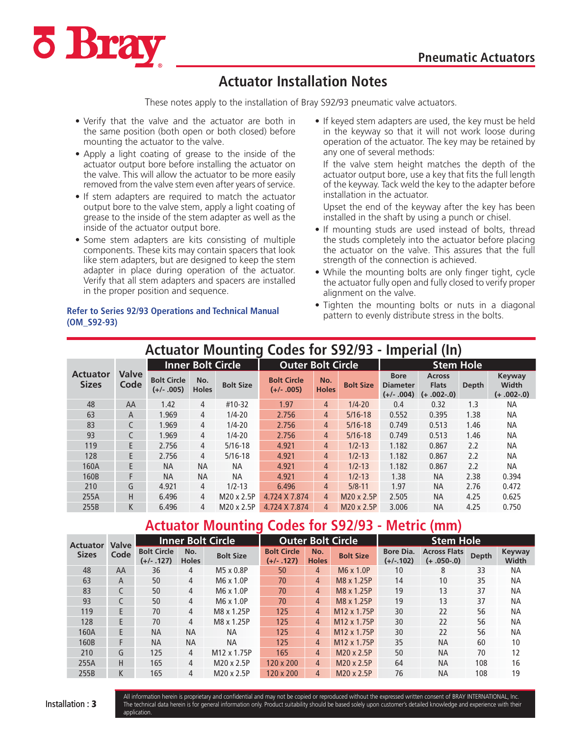# Actuator Installation Notes

These notes apply to the installation of Bray S92/93 pneumatic valve actuators.

- Verify that the valve and the actuator are both in the same position (both open or both closed) before mounting the actuator to the valve.
- Apply a light coating of grease to the inside of the actuator output bore before installing the actuator on the valve. This will allow the actuator to be more easily removed from the valve stem even after years of service.
- If stem adapters are required to match the actuator output bore to the valve stem, apply a light coating of grease to the inside of the stem adapter as well as the inside of the actuator output bore.
- Some stem adapters are kits consisting of multiple components. These kits may contain spacers that look like stem adapters, but are designed to keep the stem adapter in place during operation of the actuator. Verify that all stem adapters and spacers are installed in the proper position and sequence.

**Refer to Series 92/93 Operations and Technical Manual (OM_S92-93)**

- If keyed stem adapters are used, the key must be held in the keyway so that it will not work loose during operation of the actuator. The key may be retained by any one of several methods:

  If the valve stem height matches the depth of the actuator output bore, use a key that fits the full length of the keyway. Tack weld the key to the adapter before installation in the actuator.

  Upset the end of the keyway after the key has been installed in the shaft by using a punch or chisel.
- If mounting studs are used instead of bolts, thread the studs completely into the actuator before placing the actuator on the valve. This assures that the full strength of the connection is achieved.
- While the mounting bolts are only finger tight, cycle the actuator fully open and fully closed to verify proper alignment on the valve.
- Tighten the mounting bolts or nuts in a diagonal pattern to evenly distribute stress in the bolts.

## Actuator Mounting Codes for S92/93 - Imperial (In)

| Actuator Sizes | Valve Code | Inner Bolt Circle | | | Outer Bolt Circle | | | Stem Hole | | | |
|---|---|---|---|---|---|---|---|---|---|---|---|
| | | Bolt Circle (+/- .005) | No. Holes | Bolt Size | Bolt Circle (+/- .005) | No. Holes | Bolt Size | Bore Diameter (+/- .004) | Across Flats (+ .002-.0) | Depth | Keyway Width (+ .002-.0) |
| 48 | AA | 1.42 | 4 | #10-32 | 1.97 | 4 | 1/4-20 | 0.4 | 0.32 | 1.3 | NA |
| 63 | A | 1.969 | 4 | 1/4-20 | 2.756 | 4 | 5/16-18 | 0.552 | 0.395 | 1.38 | NA |
| 83 | C | 1.969 | 4 | 1/4-20 | 2.756 | 4 | 5/16-18 | 0.749 | 0.513 | 1.46 | NA |
| 93 | C | 1.969 | 4 | 1/4-20 | 2.756 | 4 | 5/16-18 | 0.749 | 0.513 | 1.46 | NA |
| 119 | E | 2.756 | 4 | 5/16-18 | 4.921 | 4 | 1/2-13 | 1.182 | 0.867 | 2.2 | NA |
| 128 | E | 2.756 | 4 | 5/16-18 | 4.921 | 4 | 1/2-13 | 1.182 | 0.867 | 2.2 | NA |
| 160A | E | NA | NA | NA | 4.921 | 4 | 1/2-13 | 1.182 | 0.867 | 2.2 | NA |
| 160B | F | NA | NA | NA | 4.921 | 4 | 1/2-13 | 1.38 | NA | 2.38 | 0.394 |
| 210 | G | 4.921 | 4 | 1/2-13 | 6.496 | 4 | 5/8-11 | 1.97 | NA | 2.76 | 0.472 |
| 255A | H | 6.496 | 4 | M20 x 2.5P | 4.724 X 7.874 | 4 | M20 x 2.5P | 2.505 | NA | 4.25 | 0.625 |
| 255B | K | 6.496 | 4 | M20 x 2.5P | 4.724 X 7.874 | 4 | M20 x 2.5P | 3.006 | NA | 4.25 | 0.750 |

## Actuator Mounting Codes for S92/93 - Metric (mm)

| Actuator Sizes | Valve Code | Inner Bolt Circle | | | Outer Bolt Circle | | | Stem Hole | | | |
|---|---|---|---|---|---|---|---|---|---|---|---|
| | | Bolt Circle (+/- .127) | No. Holes | Bolt Size | Bolt Circle (+/- .127) | No. Holes | Bolt Size | Bore Dia. (+/-.102) | Across Flats (+ .050-.0) | Depth | Keyway Width |
| 48 | AA | 36 | 4 | M5 x 0.8P | 50 | 4 | M6 x 1.0P | 10 | 8 | 33 | NA |
| 63 | A | 50 | 4 | M6 x 1.0P | 70 | 4 | M8 x 1.25P | 14 | 10 | 35 | NA |
| 83 | C | 50 | 4 | M6 x 1.0P | 70 | 4 | M8 x 1.25P | 19 | 13 | 37 | NA |
| 93 | C | 50 | 4 | M6 x 1.0P | 70 | 4 | M8 x 1.25P | 19 | 13 | 37 | NA |
| 119 | E | 70 | 4 | M8 x 1.25P | 125 | 4 | M12 x 1.75P | 30 | 22 | 56 | NA |
| 128 | E | 70 | 4 | M8 x 1.25P | 125 | 4 | M12 x 1.75P | 30 | 22 | 56 | NA |
| 160A | E | NA | NA | NA | 125 | 4 | M12 x 1.75P | 30 | 22 | 56 | NA |
| 160B | F | NA | NA | NA | 125 | 4 | M12 x 1.75P | 35 | NA | 60 | 10 |
| 210 | G | 125 | 4 | M12 x 1.75P | 165 | 4 | M20 x 2.5P | 50 | NA | 70 | 12 |
| 255A | H | 165 | 4 | M20 x 2.5P | 120 x 200 | 4 | M20 x 2.5P | 64 | NA | 108 | 16 |
| 255B | K | 165 | 4 | M20 x 2.5P | 120 x 200 | 4 | M20 x 2.5P | 76 | NA | 108 | 19 |

All information herein is proprietary and confidential and may not be copied or reproduced without the expressed written consent of BRAY INTERNATIONAL, Inc. The technical data herein is for general information only. Product suitability should be based solely upon customer's detailed knowledge and experience with their application.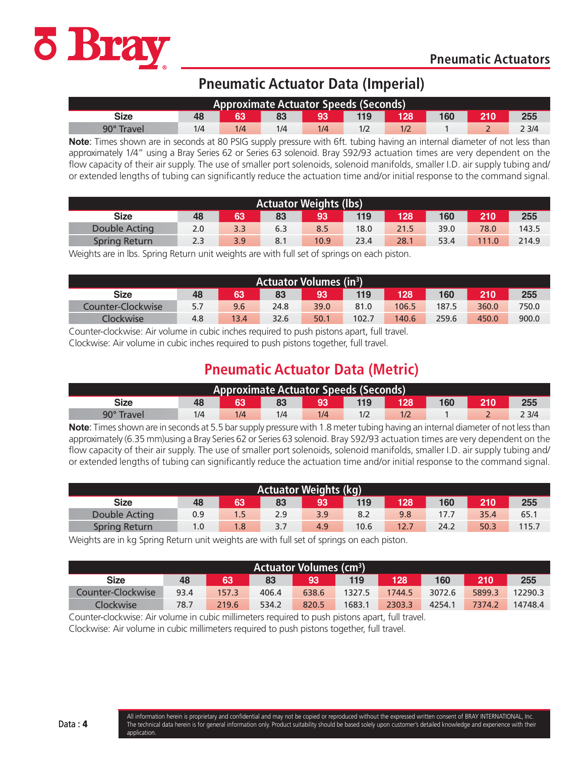# Pneumatic Actuator Data (Imperial)

| Approximate Actuator Speeds (Seconds) | | | | | | | | | |
|---|---|---|---|---|---|---|---|---|---|
| Size | 48 | 63 | 83 | 93 | 119 | 128 | 160 | 210 | 255 |
| 90° Travel | 1/4 | 1/4 | 1/4 | 1/4 | 1/2 | 1/2 | 1 | 2 | 2 3/4 |

**Note**: Times shown are in seconds at 80 PSIG supply pressure with 6ft. tubing having an internal diameter of not less than approximately 1/4" using a Bray Series 62 or Series 63 solenoid. Bray S92/93 actuation times are very dependent on the flow capacity of their air supply. The use of smaller port solenoids, solenoid manifolds, smaller I.D. air supply tubing and/or extended lengths of tubing can significantly reduce the actuation time and/or initial response to the command signal.

| Actuator Weights (lbs) | | | | | | | | | |
|---|---|---|---|---|---|---|---|---|---|
| Size | 48 | 63 | 83 | 93 | 119 | 128 | 160 | 210 | 255 |
| Double Acting | 2.0 | 3.3 | 6.3 | 8.5 | 18.0 | 21.5 | 39.0 | 78.0 | 143.5 |
| Spring Return | 2.3 | 3.9 | 8.1 | 10.9 | 23.4 | 28.1 | 53.4 | 111.0 | 214.9 |

Weights are in lbs. Spring Return unit weights are with full set of springs on each piston.

| Actuator Volumes (in³) | | | | | | | | | |
|---|---|---|---|---|---|---|---|---|---|
| Size | 48 | 63 | 83 | 93 | 119 | 128 | 160 | 210 | 255 |
| Counter-Clockwise | 5.7 | 9.6 | 24.8 | 39.0 | 81.0 | 106.5 | 187.5 | 360.0 | 750.0 |
| Clockwise | 4.8 | 13.4 | 32.6 | 50.1 | 102.7 | 140.6 | 259.6 | 450.0 | 900.0 |

Counter-clockwise: Air volume in cubic inches required to push pistons apart, full travel.
Clockwise: Air volume in cubic inches required to push pistons together, full travel.

# Pneumatic Actuator Data (Metric)

| Approximate Actuator Speeds (Seconds) | | | | | | | | | |
|---|---|---|---|---|---|---|---|---|---|
| Size | 48 | 63 | 83 | 93 | 119 | 128 | 160 | 210 | 255 |
| 90° Travel | 1/4 | 1/4 | 1/4 | 1/4 | 1/2 | 1/2 | 1 | 2 | 2 3/4 |

**Note**: Times shown are in seconds at 5.5 bar supply pressure with 1.8 meter tubing having an internal diameter of not less than approximately (6.35 mm)using a Bray Series 62 or Series 63 solenoid. Bray S92/93 actuation times are very dependent on the flow capacity of their air supply. The use of smaller port solenoids, solenoid manifolds, smaller I.D. air supply tubing and/or extended lengths of tubing can significantly reduce the actuation time and/or initial response to the command signal.

| Actuator Weights (kg) | | | | | | | | | |
|---|---|---|---|---|---|---|---|---|---|
| Size | 48 | 63 | 83 | 93 | 119 | 128 | 160 | 210 | 255 |
| Double Acting | 0.9 | 1.5 | 2.9 | 3.9 | 8.2 | 9.8 | 17.7 | 35.4 | 65.1 |
| Spring Return | 1.0 | 1.8 | 3.7 | 4.9 | 10.6 | 12.7 | 24.2 | 50.3 | 115.7 |

Weights are in kg Spring Return unit weights are with full set of springs on each piston.

| Actuator Volumes (cm³) | | | | | | | | | |
|---|---|---|---|---|---|---|---|---|---|
| Size | 48 | 63 | 83 | 93 | 119 | 128 | 160 | 210 | 255 |
| Counter-Clockwise | 93.4 | 157.3 | 406.4 | 638.6 | 1327.5 | 1744.5 | 3072.6 | 5899.3 | 12290.3 |
| Clockwise | 78.7 | 219.6 | 534.2 | 820.5 | 1683.1 | 2303.3 | 4254.1 | 7374.2 | 14748.4 |

Counter-clockwise: Air volume in cubic millimeters required to push pistons apart, full travel.
Clockwise: Air volume in cubic millimeters required to push pistons together, full travel.

All information herein is proprietary and confidential and may not be copied or reproduced without the expressed written consent of BRAY INTERNATIONAL, Inc. The technical data herein is for general information only. Product suitability should be based solely upon customer's detailed knowledge and experience with their application.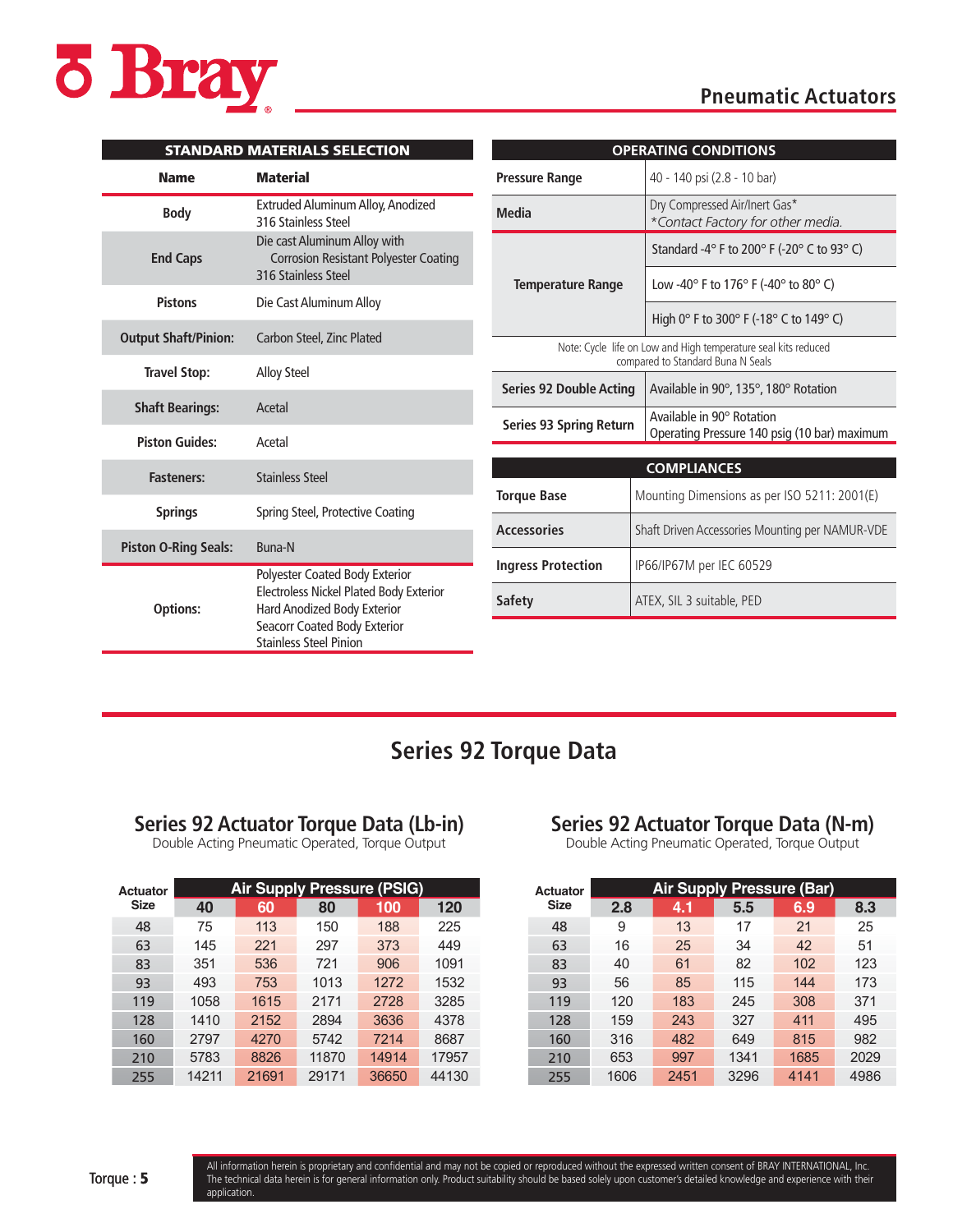## Pneumatic Actuators

| STANDARD MATERIALS SELECTION | |
|---|---|
| **Name** | **Material** |
| **Body** | Extruded Aluminum Alloy, Anodized<br>316 Stainless Steel |
| **End Caps** | Die cast Aluminum Alloy with Corrosion Resistant Polyester Coating<br>316 Stainless Steel |
| **Pistons** | Die Cast Aluminum Alloy |
| **Output Shaft/Pinion:** | Carbon Steel, Zinc Plated |
| **Travel Stop:** | Alloy Steel |
| **Shaft Bearings:** | Acetal |
| **Piston Guides:** | Acetal |
| **Fasteners:** | Stainless Steel |
| **Springs** | Spring Steel, Protective Coating |
| **Piston O-Ring Seals:** | Buna-N |
| **Options:** | Polyester Coated Body Exterior<br>Electroless Nickel Plated Body Exterior<br>Hard Anodized Body Exterior<br>Seacorr Coated Body Exterior<br>Stainless Steel Pinion |

| OPERATING CONDITIONS | |
|---|---|
| **Pressure Range** | 40 - 140 psi (2.8 - 10 bar) |
| **Media** | Dry Compressed Air/Inert Gas*<br>*Contact Factory for other media.* |
| **Temperature Range** | Standard -4° F to 200° F (-20° C to 93° C) |
| | Low -40° F to 176° F (-40° to 80° C) |
| | High 0° F to 300° F (-18° C to 149° C) |
| Note: Cycle life on Low and High temperature seal kits reduced compared to Standard Buna N Seals | |
| **Series 92 Double Acting** | Available in 90°, 135°, 180° Rotation |
| **Series 93 Spring Return** | Available in 90° Rotation<br>Operating Pressure 140 psig (10 bar) maximum |

| COMPLIANCES | |
|---|---|
| **Torque Base** | Mounting Dimensions as per ISO 5211: 2001(E) |
| **Accessories** | Shaft Driven Accessories Mounting per NAMUR-VDE |
| **Ingress Protection** | IP66/IP67M per IEC 60529 |
| **Safety** | ATEX, SIL 3 suitable, PED |

# Series 92 Torque Data

## Series 92 Actuator Torque Data (Lb-in)

Double Acting Pneumatic Operated, Torque Output

| Actuator Size | Air Supply Pressure (PSIG) | | | | |
|---|---|---|---|---|---|
| | 40 | 60 | 80 | 100 | 120 |
| 48 | 75 | 113 | 150 | 188 | 225 |
| 63 | 145 | 221 | 297 | 373 | 449 |
| 83 | 351 | 536 | 721 | 906 | 1091 |
| 93 | 493 | 753 | 1013 | 1272 | 1532 |
| 119 | 1058 | 1615 | 2171 | 2728 | 3285 |
| 128 | 1410 | 2152 | 2894 | 3636 | 4378 |
| 160 | 2797 | 4270 | 5742 | 7214 | 8687 |
| 210 | 5783 | 8826 | 11870 | 14914 | 17957 |
| 255 | 14211 | 21691 | 29171 | 36650 | 44130 |

## Series 92 Actuator Torque Data (N-m)

Double Acting Pneumatic Operated, Torque Output

| Actuator Size | Air Supply Pressure (Bar) | | | | |
|---|---|---|---|---|---|
| | 2.8 | 4.1 | 5.5 | 6.9 | 8.3 |
| 48 | 9 | 13 | 17 | 21 | 25 |
| 63 | 16 | 25 | 34 | 42 | 51 |
| 83 | 40 | 61 | 82 | 102 | 123 |
| 93 | 56 | 85 | 115 | 144 | 173 |
| 119 | 120 | 183 | 245 | 308 | 371 |
| 128 | 159 | 243 | 327 | 411 | 495 |
| 160 | 316 | 482 | 649 | 815 | 982 |
| 210 | 653 | 997 | 1341 | 1685 | 2029 |
| 255 | 1606 | 2451 | 3296 | 4141 | 4986 |

All information herein is proprietary and confidential and may not be copied or reproduced without the expressed written consent of BRAY INTERNATIONAL, Inc. The technical data herein is for general information only. Product suitability should be based solely upon customer's detailed knowledge and experience with their application.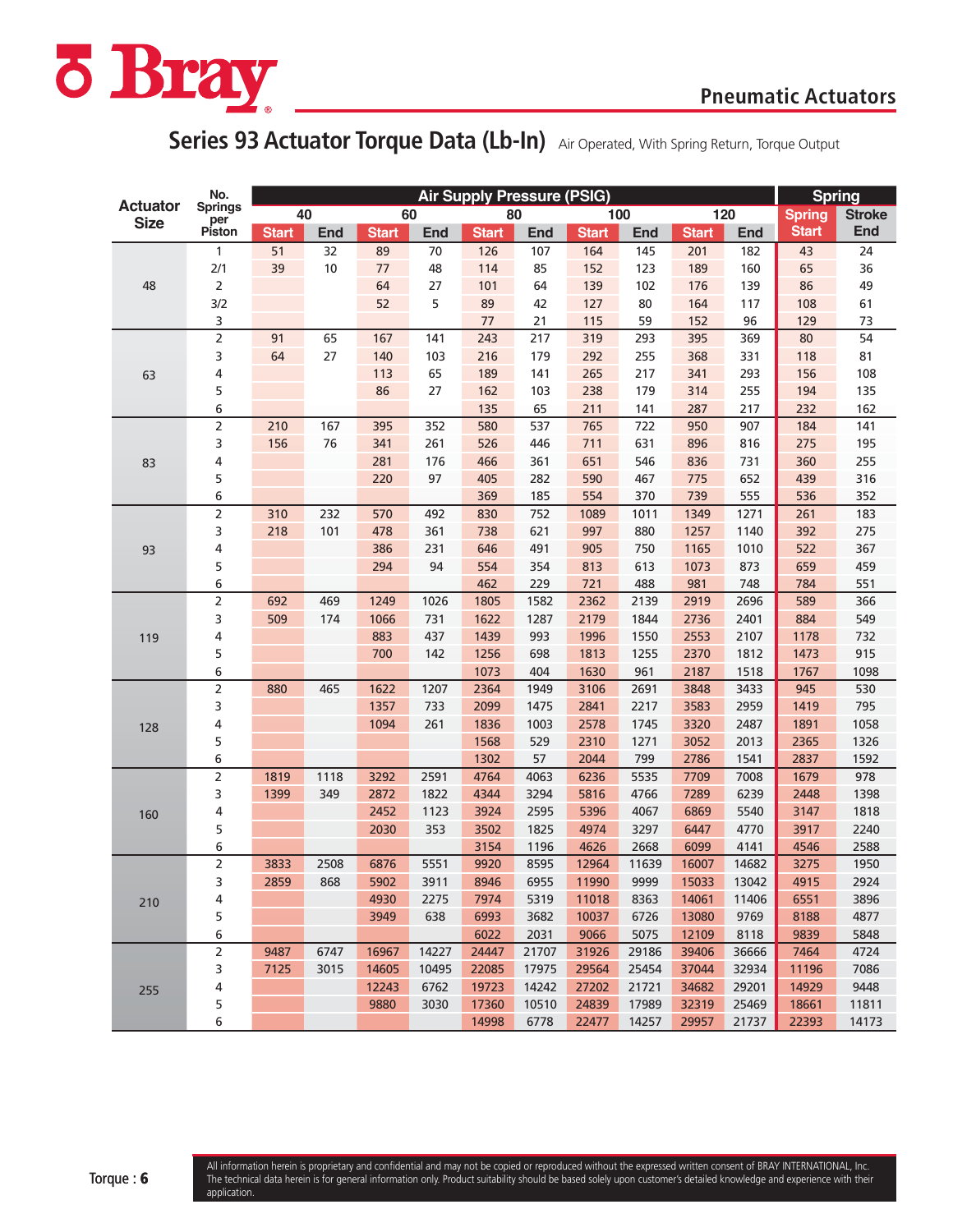Pneumatic Actuators

## Series 93 Actuator Torque Data (Lb-In) Air Operated, With Spring Return, Torque Output

| Actuator Size | No. Springs per Piston | Air Supply Pressure (PSIG) | | | | | | | | | | Spring | |
|---|---|---|---|---|---|---|---|---|---|---|---|---|---|
| | | 40 | | 60 | | 80 | | 100 | | 120 | | Spring | Stroke |
| | | Start | End | Start | End | Start | End | Start | End | Start | End | Start | End |
| 48 | 1 | 51 | 32 | 89 | 70 | 126 | 107 | 164 | 145 | 201 | 182 | 43 | 24 |
| | 2/1 | 39 | 10 | 77 | 48 | 114 | 85 | 152 | 123 | 189 | 160 | 65 | 36 |
| | 2 | | | 64 | 27 | 101 | 64 | 139 | 102 | 176 | 139 | 86 | 49 |
| | 3/2 | | | 52 | 5 | 89 | 42 | 127 | 80 | 164 | 117 | 108 | 61 |
| | 3 | | | | | 77 | 21 | 115 | 59 | 152 | 96 | 129 | 73 |
| 63 | 2 | 91 | 65 | 167 | 141 | 243 | 217 | 319 | 293 | 395 | 369 | 80 | 54 |
| | 3 | 64 | 27 | 140 | 103 | 216 | 179 | 292 | 255 | 368 | 331 | 118 | 81 |
| | 4 | | | 113 | 65 | 189 | 141 | 265 | 217 | 341 | 293 | 156 | 108 |
| | 5 | | | 86 | 27 | 162 | 103 | 238 | 179 | 314 | 255 | 194 | 135 |
| | 6 | | | | | 135 | 65 | 211 | 141 | 287 | 217 | 232 | 162 |
| 83 | 2 | 210 | 167 | 395 | 352 | 580 | 537 | 765 | 722 | 950 | 907 | 184 | 141 |
| | 3 | 156 | 76 | 341 | 261 | 526 | 446 | 711 | 631 | 896 | 816 | 275 | 195 |
| | 4 | | | 281 | 176 | 466 | 361 | 651 | 546 | 836 | 731 | 360 | 255 |
| | 5 | | | 220 | 97 | 405 | 282 | 590 | 467 | 775 | 652 | 439 | 316 |
| | 6 | | | | | 369 | 185 | 554 | 370 | 739 | 555 | 536 | 352 |
| 93 | 2 | 310 | 232 | 570 | 492 | 830 | 752 | 1089 | 1011 | 1349 | 1271 | 261 | 183 |
| | 3 | 218 | 101 | 478 | 361 | 738 | 621 | 997 | 880 | 1257 | 1140 | 392 | 275 |
| | 4 | | | 386 | 231 | 646 | 491 | 905 | 750 | 1165 | 1010 | 522 | 367 |
| | 5 | | | 294 | 94 | 554 | 354 | 813 | 613 | 1073 | 873 | 659 | 459 |
| | 6 | | | | | 462 | 229 | 721 | 488 | 981 | 748 | 784 | 551 |
| 119 | 2 | 692 | 469 | 1249 | 1026 | 1805 | 1582 | 2362 | 2139 | 2919 | 2696 | 589 | 366 |
| | 3 | 509 | 174 | 1066 | 731 | 1622 | 1287 | 2179 | 1844 | 2736 | 2401 | 884 | 549 |
| | 4 | | | 883 | 437 | 1439 | 993 | 1996 | 1550 | 2553 | 2107 | 1178 | 732 |
| | 5 | | | 700 | 142 | 1256 | 698 | 1813 | 1255 | 2370 | 1812 | 1473 | 915 |
| | 6 | | | | | 1073 | 404 | 1630 | 961 | 2187 | 1518 | 1767 | 1098 |
| 128 | 2 | 880 | 465 | 1622 | 1207 | 2364 | 1949 | 3106 | 2691 | 3848 | 3433 | 945 | 530 |
| | 3 | | | 1357 | 733 | 2099 | 1475 | 2841 | 2217 | 3583 | 2959 | 1419 | 795 |
| | 4 | | | 1094 | 261 | 1836 | 1003 | 2578 | 1745 | 3320 | 2487 | 1891 | 1058 |
| | 5 | | | | | 1568 | 529 | 2310 | 1271 | 3052 | 2013 | 2365 | 1326 |
| | 6 | | | | | 1302 | 57 | 2044 | 799 | 2786 | 1541 | 2837 | 1592 |
| 160 | 2 | 1819 | 1118 | 3292 | 2591 | 4764 | 4063 | 6236 | 5535 | 7709 | 7008 | 1679 | 978 |
| | 3 | 1399 | 349 | 2872 | 1822 | 4344 | 3294 | 5816 | 4766 | 7289 | 6239 | 2448 | 1398 |
| | 4 | | | 2452 | 1123 | 3924 | 2595 | 5396 | 4067 | 6869 | 5540 | 3147 | 1818 |
| | 5 | | | 2030 | 353 | 3502 | 1825 | 4974 | 3297 | 6447 | 4770 | 3917 | 2240 |
| | 6 | | | | | 3154 | 1196 | 4626 | 2668 | 6099 | 4141 | 4546 | 2588 |
| 210 | 2 | 3833 | 2508 | 6876 | 5551 | 9920 | 8595 | 12964 | 11639 | 16007 | 14682 | 3275 | 1950 |
| | 3 | 2859 | 868 | 5902 | 3911 | 8946 | 6955 | 11990 | 9999 | 15033 | 13042 | 4915 | 2924 |
| | 4 | | | 4930 | 2275 | 7974 | 5319 | 11018 | 8363 | 14061 | 11406 | 6551 | 3896 |
| | 5 | | | 3949 | 638 | 6993 | 3682 | 10037 | 6726 | 13080 | 9769 | 8188 | 4877 |
| | 6 | | | | | 6022 | 2031 | 9066 | 5075 | 12109 | 8118 | 9839 | 5848 |
| 255 | 2 | 9487 | 6747 | 16967 | 14227 | 24447 | 21707 | 31926 | 29186 | 39406 | 36666 | 7464 | 4724 |
| | 3 | 7125 | 3015 | 14605 | 10495 | 22085 | 17975 | 29564 | 25454 | 37044 | 32934 | 11196 | 7086 |
| | 4 | | | 12243 | 6762 | 19723 | 14242 | 27202 | 21721 | 34682 | 29201 | 14929 | 9448 |
| | 5 | | | 9880 | 3030 | 17360 | 10510 | 24839 | 17989 | 32319 | 25469 | 18661 | 11811 |
| | 6 | | | | | 14998 | 6778 | 22477 | 14257 | 29957 | 21737 | 22393 | 14173 |

All information herein is proprietary and confidential and may not be copied or reproduced without the expressed written consent of BRAY INTERNATIONAL, Inc. The technical data herein is for general information only. Product suitability should be based solely upon customer's detailed knowledge and experience with their application.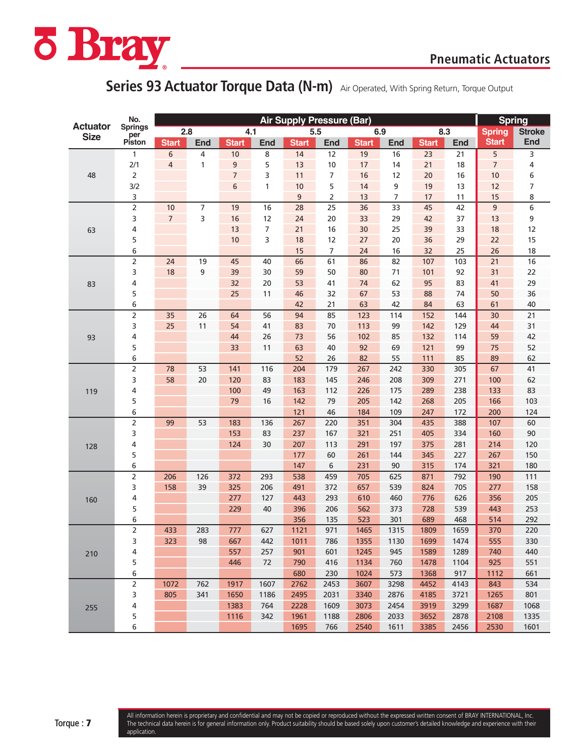## Pneumatic Actuators

# Series 93 Actuator Torque Data (N-m)

Air Operated, With Spring Return, Torque Output

| Actuator Size | No. Springs per Piston | Air Supply Pressure (Bar) 2.8 Start | 2.8 End | 4.1 Start | 4.1 End | 5.5 Start | 5.5 End | 6.9 Start | 6.9 End | 8.3 Start | 8.3 End | Spring Start | Spring Stroke End |
|---|---|---|---|---|---|---|---|---|---|---|---|---|---|
| 48 | 1 | 6 | 4 | 10 | 8 | 14 | 12 | 19 | 16 | 23 | 21 | 5 | 3 |
| | 2/1 | 4 | 1 | 9 | 5 | 13 | 10 | 17 | 14 | 21 | 18 | 7 | 4 |
| | 2 | | | 7 | 3 | 11 | 7 | 16 | 12 | 20 | 16 | 10 | 6 |
| | 3/2 | | | 6 | 1 | 10 | 5 | 14 | 9 | 19 | 13 | 12 | 7 |
| | 3 | | | | | 9 | 2 | 13 | 7 | 17 | 11 | 15 | 8 |
| 63 | 2 | 10 | 7 | 19 | 16 | 28 | 25 | 36 | 33 | 45 | 42 | 9 | 6 |
| | 3 | 7 | 3 | 16 | 12 | 24 | 20 | 33 | 29 | 42 | 37 | 13 | 9 |
| | 4 | | | 13 | 7 | 21 | 16 | 30 | 25 | 39 | 33 | 18 | 12 |
| | 5 | | | 10 | 3 | 18 | 12 | 27 | 20 | 36 | 29 | 22 | 15 |
| | 6 | | | | | 15 | 7 | 24 | 16 | 32 | 25 | 26 | 18 |
| 83 | 2 | 24 | 19 | 45 | 40 | 66 | 61 | 86 | 82 | 107 | 103 | 21 | 16 |
| | 3 | 18 | 9 | 39 | 30 | 59 | 50 | 80 | 71 | 101 | 92 | 31 | 22 |
| | 4 | | | 32 | 20 | 53 | 41 | 74 | 62 | 95 | 83 | 41 | 29 |
| | 5 | | | 25 | 11 | 46 | 32 | 67 | 53 | 88 | 74 | 50 | 36 |
| | 6 | | | | | 42 | 21 | 63 | 42 | 84 | 63 | 61 | 40 |
| 93 | 2 | 35 | 26 | 64 | 56 | 94 | 85 | 123 | 114 | 152 | 144 | 30 | 21 |
| | 3 | 25 | 11 | 54 | 41 | 83 | 70 | 113 | 99 | 142 | 129 | 44 | 31 |
| | 4 | | | 44 | 26 | 73 | 56 | 102 | 85 | 132 | 114 | 59 | 42 |
| | 5 | | | 33 | 11 | 63 | 40 | 92 | 69 | 121 | 99 | 75 | 52 |
| | 6 | | | | | 52 | 26 | 82 | 55 | 111 | 85 | 89 | 62 |
| 119 | 2 | 78 | 53 | 141 | 116 | 204 | 179 | 267 | 242 | 330 | 305 | 67 | 41 |
| | 3 | 58 | 20 | 120 | 83 | 183 | 145 | 246 | 208 | 309 | 271 | 100 | 62 |
| | 4 | | | 100 | 49 | 163 | 112 | 226 | 175 | 289 | 238 | 133 | 83 |
| | 5 | | | 79 | 16 | 142 | 79 | 205 | 142 | 268 | 205 | 166 | 103 |
| | 6 | | | | | 121 | 46 | 184 | 109 | 247 | 172 | 200 | 124 |
| 128 | 2 | 99 | 53 | 183 | 136 | 267 | 220 | 351 | 304 | 435 | 388 | 107 | 60 |
| | 3 | | | 153 | 83 | 237 | 167 | 321 | 251 | 405 | 334 | 160 | 90 |
| | 4 | | | 124 | 30 | 207 | 113 | 291 | 197 | 375 | 281 | 214 | 120 |
| | 5 | | | | | 177 | 60 | 261 | 144 | 345 | 227 | 267 | 150 |
| | 6 | | | | | 147 | 6 | 231 | 90 | 315 | 174 | 321 | 180 |
| 160 | 2 | 206 | 126 | 372 | 293 | 538 | 459 | 705 | 625 | 871 | 792 | 190 | 111 |
| | 3 | 158 | 39 | 325 | 206 | 491 | 372 | 657 | 539 | 824 | 705 | 277 | 158 |
| | 4 | | | 277 | 127 | 443 | 293 | 610 | 460 | 776 | 626 | 356 | 205 |
| | 5 | | | 229 | 40 | 396 | 206 | 562 | 373 | 728 | 539 | 443 | 253 |
| | 6 | | | | | 356 | 135 | 523 | 301 | 689 | 468 | 514 | 292 |
| 210 | 2 | 433 | 283 | 777 | 627 | 1121 | 971 | 1465 | 1315 | 1809 | 1659 | 370 | 220 |
| | 3 | 323 | 98 | 667 | 442 | 1011 | 786 | 1355 | 1130 | 1699 | 1474 | 555 | 330 |
| | 4 | | | 557 | 257 | 901 | 601 | 1245 | 945 | 1589 | 1289 | 740 | 440 |
| | 5 | | | 446 | 72 | 790 | 416 | 1134 | 760 | 1478 | 1104 | 925 | 551 |
| | 6 | | | | | 680 | 230 | 1024 | 573 | 1368 | 917 | 1112 | 661 |
| 255 | 2 | 1072 | 762 | 1917 | 1607 | 2762 | 2453 | 3607 | 3298 | 4452 | 4143 | 843 | 534 |
| | 3 | 805 | 341 | 1650 | 1186 | 2495 | 2031 | 3340 | 2876 | 4185 | 3721 | 1265 | 801 |
| | 4 | | | 1383 | 764 | 2228 | 1609 | 3073 | 2454 | 3919 | 3299 | 1687 | 1068 |
| | 5 | | | 1116 | 342 | 1961 | 1188 | 2806 | 2033 | 3652 | 2878 | 2108 | 1335 |
| | 6 | | | | | 1695 | 766 | 2540 | 1611 | 3385 | 2456 | 2530 | 1601 |

Torque : 7

All information herein is proprietary and confidential and may not be copied or reproduced without the expressed written consent of BRAY INTERNATIONAL, Inc. The technical data herein is for general information only. Product suitability should be based solely upon customer's detailed knowledge and experience with their application.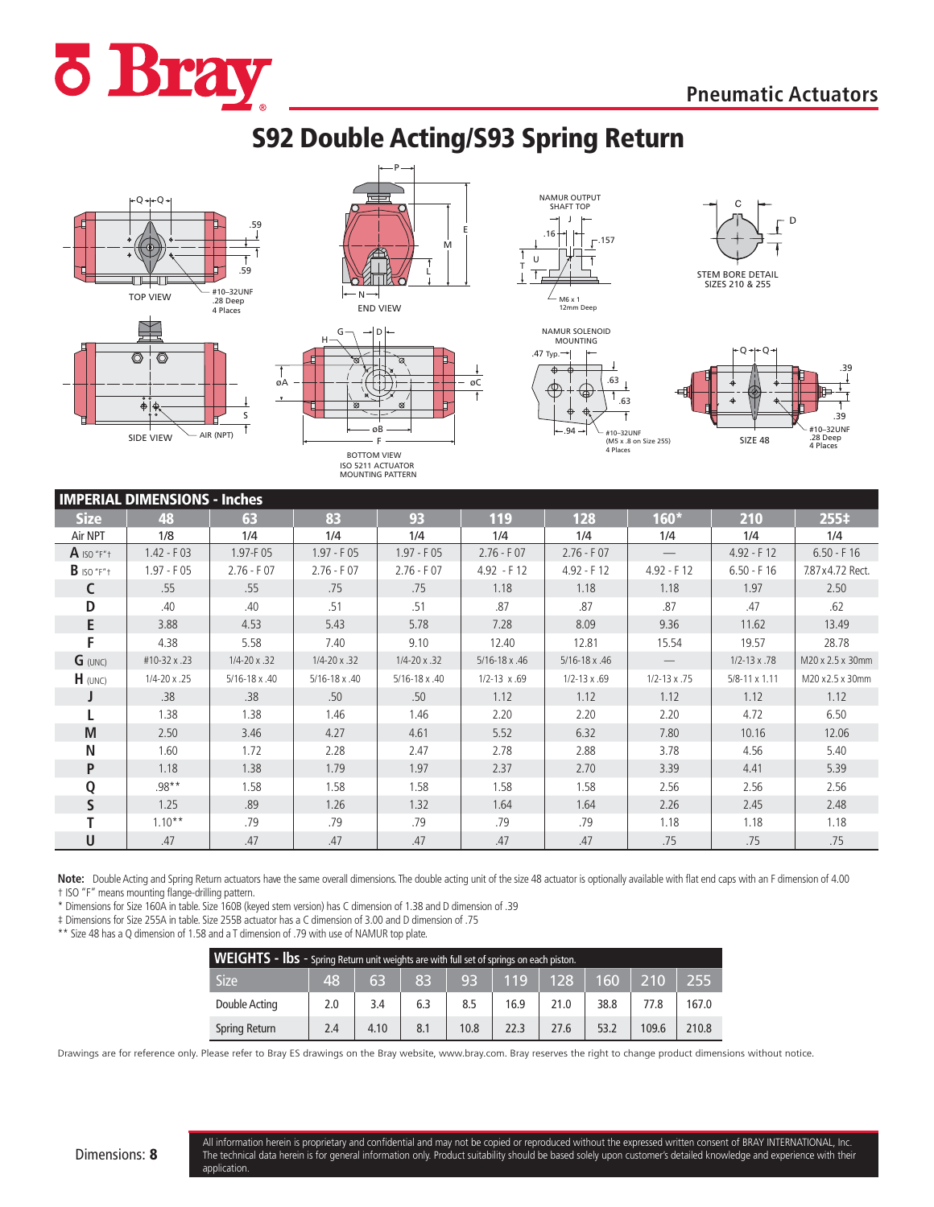# Pneumatic Actuators

## S92 Double Acting/S93 Spring Return

TOP VIEW — #10–32UNF .28 Deep 4 Places

END VIEW

NAMUR OUTPUT SHAFT TOP — M6 x 1 12mm Deep

STEM BORE DETAIL SIZES 210 & 255

SIDE VIEW — AIR (NPT)

BOTTOM VIEW ISO 5211 ACTUATOR MOUNTING PATTERN

NAMUR SOLENOID MOUNTING — #10–32UNF (M5 x .8 on Size 255) 4 Places

SIZE 48 — #10–32UNF .28 Deep 4 Places

### IMPERIAL DIMENSIONS - Inches

| Size | 48 | 63 | 83 | 93 | 119 | 128 | 160* | 210 | 255‡ |
|---|---|---|---|---|---|---|---|---|---|
| Air NPT | 1/8 | 1/4 | 1/4 | 1/4 | 1/4 | 1/4 | 1/4 | 1/4 | 1/4 |
| A ISO "F"† | 1.42 - F 03 | 1.97-F 05 | 1.97 - F 05 | 1.97 - F 05 | 2.76 - F 07 | 2.76 - F 07 | — | 4.92 - F 12 | 6.50 - F 16 |
| B ISO "F"† | 1.97 - F 05 | 2.76 - F 07 | 2.76 - F 07 | 2.76 - F 07 | 4.92 - F 12 | 4.92 - F 12 | 4.92 - F 12 | 6.50 - F 16 | 7.87x4.72 Rect. |
| C | .55 | .55 | .75 | .75 | 1.18 | 1.18 | 1.18 | 1.97 | 2.50 |
| D | .40 | .40 | .51 | .51 | .87 | .87 | .87 | .47 | .62 |
| E | 3.88 | 4.53 | 5.43 | 5.78 | 7.28 | 8.09 | 9.36 | 11.62 | 13.49 |
| F | 4.38 | 5.58 | 7.40 | 9.10 | 12.40 | 12.81 | 15.54 | 19.57 | 28.78 |
| G (UNC) | #10-32 x .23 | 1/4-20 x .32 | 1/4-20 x .32 | 1/4-20 x .32 | 5/16-18 x .46 | 5/16-18 x .46 | — | 1/2-13 x .78 | M20 x 2.5 x 30mm |
| H (UNC) | 1/4-20 x .25 | 5/16-18 x .40 | 5/16-18 x .40 | 5/16-18 x .40 | 1/2-13 x .69 | 1/2-13 x .69 | 1/2-13 x .75 | 5/8-11 x 1.11 | M20 x2.5 x 30mm |
| J | .38 | .38 | .50 | .50 | 1.12 | 1.12 | 1.12 | 1.12 | 1.12 |
| L | 1.38 | 1.38 | 1.46 | 1.46 | 2.20 | 2.20 | 2.20 | 4.72 | 6.50 |
| M | 2.50 | 3.46 | 4.27 | 4.61 | 5.52 | 6.32 | 7.80 | 10.16 | 12.06 |
| N | 1.60 | 1.72 | 2.28 | 2.47 | 2.78 | 2.88 | 3.78 | 4.56 | 5.40 |
| P | 1.18 | 1.38 | 1.79 | 1.97 | 2.37 | 2.70 | 3.39 | 4.41 | 5.39 |
| Q | .98** | 1.58 | 1.58 | 1.58 | 1.58 | 1.58 | 2.56 | 2.56 | 2.56 |
| S | 1.25 | .89 | 1.26 | 1.32 | 1.64 | 1.64 | 2.26 | 2.45 | 2.48 |
| T | 1.10** | .79 | .79 | .79 | .79 | .79 | 1.18 | 1.18 | 1.18 |
| U | .47 | .47 | .47 | .47 | .47 | .47 | .75 | .75 | .75 |

**Note:** Double Acting and Spring Return actuators have the same overall dimensions. The double acting unit of the size 48 actuator is optionally available with flat end caps with an F dimension of 4.00

† ISO "F" means mounting flange-drilling pattern.

\* Dimensions for Size 160A in table. Size 160B (keyed stem version) has C dimension of 1.38 and D dimension of .39

‡ Dimensions for Size 255A in table. Size 255B actuator has a C dimension of 3.00 and D dimension of .75

** Size 48 has a Q dimension of 1.58 and a T dimension of .79 with use of NAMUR top plate.

### WEIGHTS - lbs - Spring Return unit weights are with full set of springs on each piston.

| Size | 48 | 63 | 83 | 93 | 119 | 128 | 160 | 210 | 255 |
|---|---|---|---|---|---|---|---|---|---|
| Double Acting | 2.0 | 3.4 | 6.3 | 8.5 | 16.9 | 21.0 | 38.8 | 77.8 | 167.0 |
| Spring Return | 2.4 | 4.10 | 8.1 | 10.8 | 22.3 | 27.6 | 53.2 | 109.6 | 210.8 |

Drawings are for reference only. Please refer to Bray ES drawings on the Bray website, www.bray.com. Bray reserves the right to change product dimensions without notice.

All information herein is proprietary and confidential and may not be copied or reproduced without the expressed written consent of BRAY INTERNATIONAL, Inc. The technical data herein is for general information only. Product suitability should be based solely upon customer's detailed knowledge and experience with their application.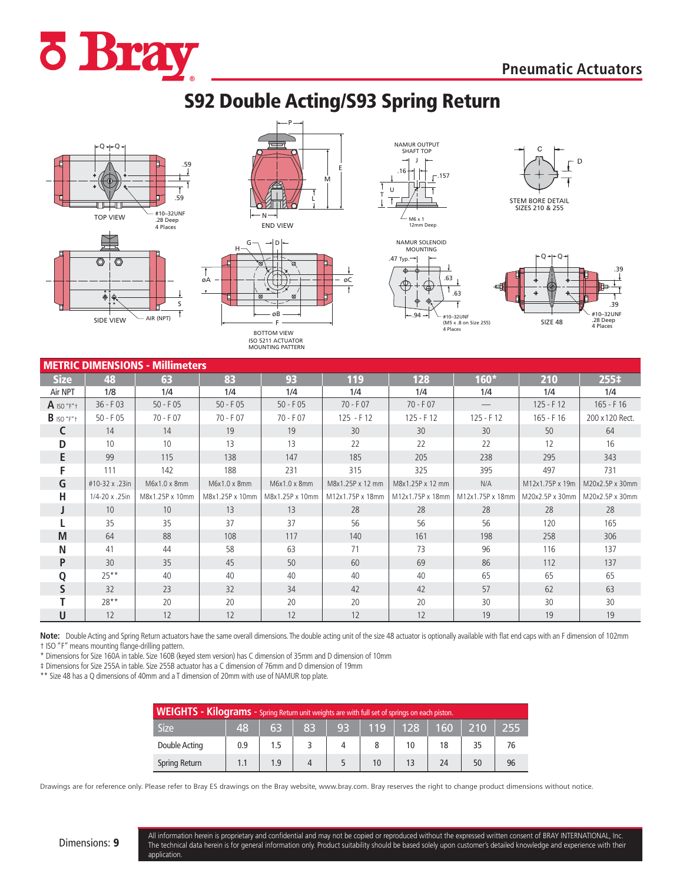# Pneumatic Actuators

## S92 Double Acting/S93 Spring Return

TOP VIEW — #10–32UNF .28 Deep 4 Places

END VIEW

NAMUR OUTPUT SHAFT TOP — M6 x 1 12mm Deep

STEM BORE DETAIL SIZES 210 & 255

SIDE VIEW — AIR (NPT)

BOTTOM VIEW ISO 5211 ACTUATOR MOUNTING PATTERN

NAMUR SOLENOID MOUNTING — #10–32UNF (M5 x .8 on Size 255) 4 Places

SIZE 48 — #10–32UNF .28 Deep 4 Places

### METRIC DIMENSIONS - Millimeters

| Size | 48 | 63 | 83 | 93 | 119 | 128 | 160* | 210 | 255‡ |
|---|---|---|---|---|---|---|---|---|---|
| Air NPT | 1/8 | 1/4 | 1/4 | 1/4 | 1/4 | 1/4 | 1/4 | 1/4 | 1/4 |
| A ISO "F"† | 36 - F 03 | 50 - F 05 | 50 - F 05 | 50 - F 05 | 70 - F 07 | 70 - F 07 | — | 125 - F 12 | 165 - F 16 |
| B ISO "F"† | 50 - F 05 | 70 - F 07 | 70 - F 07 | 70 - F 07 | 125 - F 12 | 125 - F 12 | 125 - F 12 | 165 - F 16 | 200 x 120 Rect. |
| C | 14 | 14 | 19 | 19 | 30 | 30 | 30 | 50 | 64 |
| D | 10 | 10 | 13 | 13 | 22 | 22 | 22 | 12 | 16 |
| E | 99 | 115 | 138 | 147 | 185 | 205 | 238 | 295 | 343 |
| F | 111 | 142 | 188 | 231 | 315 | 325 | 395 | 497 | 731 |
| G | #10-32 x .23in | M6x1.0 x 8mm | M6x1.0 x 8mm | M6x1.0 x 8mm | M8x1.25P x 12 mm | M8x1.25P x 12 mm | N/A | M12x1.75P x 19m | M20x2.5P x 30mm |
| H | 1/4-20 x .25in | M8x1.25P x 10mm | M8x1.25P x 10mm | M8x1.25P x 10mm | M12x1.75P x 18mm | M12x1.75P x 18mm | M12x1.75P x 18mm | M20x2.5P x 30mm | M20x2.5P x 30mm |
| J | 10 | 10 | 13 | 13 | 28 | 28 | 28 | 28 | 28 |
| L | 35 | 35 | 37 | 37 | 56 | 56 | 56 | 120 | 165 |
| M | 64 | 88 | 108 | 117 | 140 | 161 | 198 | 258 | 306 |
| N | 41 | 44 | 58 | 63 | 71 | 73 | 96 | 116 | 137 |
| P | 30 | 35 | 45 | 50 | 60 | 69 | 86 | 112 | 137 |
| Q | 25** | 40 | 40 | 40 | 40 | 40 | 65 | 65 | 65 |
| S | 32 | 23 | 32 | 34 | 42 | 42 | 57 | 62 | 63 |
| T | 28** | 20 | 20 | 20 | 20 | 20 | 30 | 30 | 30 |
| U | 12 | 12 | 12 | 12 | 12 | 12 | 19 | 19 | 19 |

**Note:** Double Acting and Spring Return actuators have the same overall dimensions. The double acting unit of the size 48 actuator is optionally available with flat end caps with an F dimension of 102mm

† ISO "F" means mounting flange-drilling pattern.

\* Dimensions for Size 160A in table. Size 160B (keyed stem version) has C dimension of 35mm and D dimension of 10mm

‡ Dimensions for Size 255A in table. Size 255B actuator has a C dimension of 76mm and D dimension of 19mm

** Size 48 has a Q dimensions of 40mm and a T dimension of 20mm with use of NAMUR top plate.

### WEIGHTS - Kilograms - Spring Return unit weights are with full set of springs on each piston.

| Size | 48 | 63 | 83 | 93 | 119 | 128 | 160 | 210 | 255 |
|---|---|---|---|---|---|---|---|---|---|
| Double Acting | 0.9 | 1.5 | 3 | 4 | 8 | 10 | 18 | 35 | 76 |
| Spring Return | 1.1 | 1.9 | 4 | 5 | 10 | 13 | 24 | 50 | 96 |

Drawings are for reference only. Please refer to Bray ES drawings on the Bray website, www.bray.com. Bray reserves the right to change product dimensions without notice.

All information herein is proprietary and confidential and may not be copied or reproduced without the expressed written consent of BRAY INTERNATIONAL, Inc. The technical data herein is for general information only. Product suitability should be based solely upon customer's detailed knowledge and experience with their application.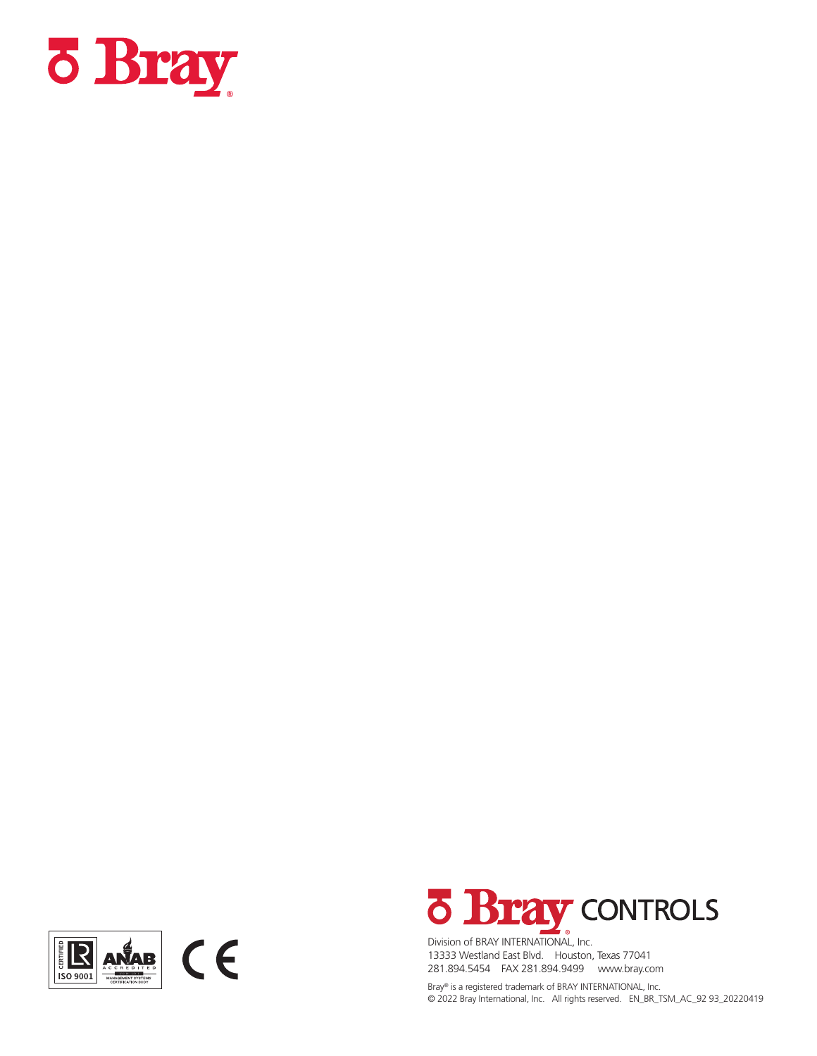Bray CONTROLS

Division of BRAY INTERNATIONAL, Inc.
13333 Westland East Blvd. Houston, Texas 77041
281.894.5454 FAX 281.894.9499 www.bray.com

Bray® is a registered trademark of BRAY INTERNATIONAL, Inc.
© 2022 Bray International, Inc. All rights reserved. EN_BR_TSM_AC_92 93_20220419